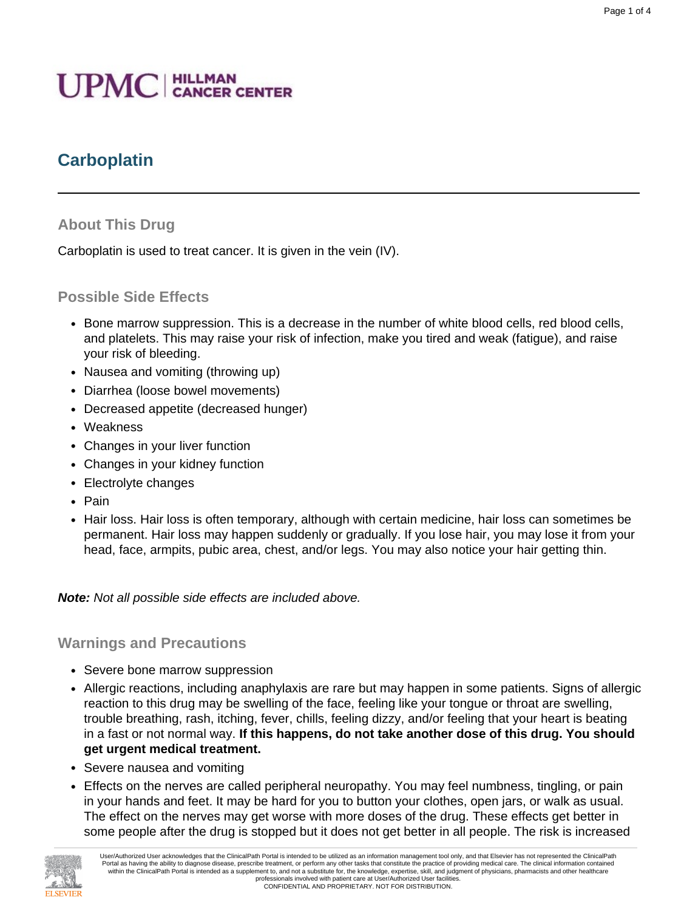UPMC | HILLMAN CANCER CENTER

# Carboplatin

## About This Drug

Carboplatin is used to treat cancer. It is given in the vein (IV).

## Possible Side Effects

- Bone marrow suppression. This is a decrease in the number of white blood cells, red blood cells, and platelets. This may raise your risk of infection, make you tired and weak (fatigue), and raise your risk of bleeding.
- Nausea and vomiting (throwing up)
- Diarrhea (loose bowel movements)
- Decreased appetite (decreased hunger)
- Weakness
- Changes in your liver function
- Changes in your kidney function
- Electrolyte changes
- Pain
- Hair loss. Hair loss is often temporary, although with certain medicine, hair loss can sometimes be permanent. Hair loss may happen suddenly or gradually. If you lose hair, you may lose it from your head, face, armpits, pubic area, chest, and/or legs. You may also notice your hair getting thin.

***Note:*** *Not all possible side effects are included above.*

## Warnings and Precautions

- Severe bone marrow suppression
- Allergic reactions, including anaphylaxis are rare but may happen in some patients. Signs of allergic reaction to this drug may be swelling of the face, feeling like your tongue or throat are swelling, trouble breathing, rash, itching, fever, chills, feeling dizzy, and/or feeling that your heart is beating in a fast or not normal way. **If this happens, do not take another dose of this drug. You should get urgent medical treatment.**
- Severe nausea and vomiting
- Effects on the nerves are called peripheral neuropathy. You may feel numbness, tingling, or pain in your hands and feet. It may be hard for you to button your clothes, open jars, or walk as usual. The effect on the nerves may get worse with more doses of the drug. These effects get better in some people after the drug is stopped but it does not get better in all people. The risk is increased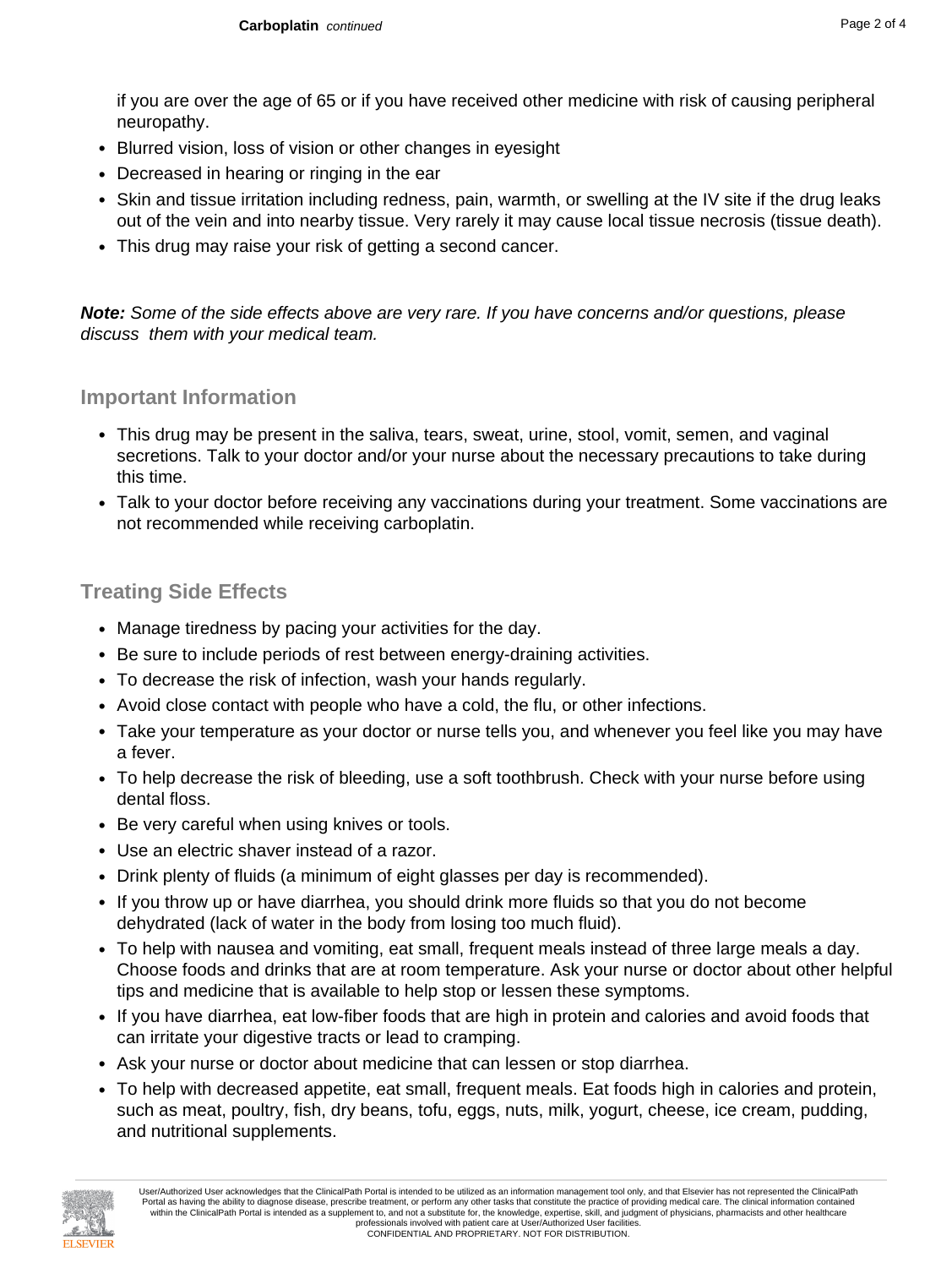if you are over the age of 65 or if you have received other medicine with risk of causing peripheral neuropathy.

- Blurred vision, loss of vision or other changes in eyesight
- Decreased in hearing or ringing in the ear
- Skin and tissue irritation including redness, pain, warmth, or swelling at the IV site if the drug leaks out of the vein and into nearby tissue. Very rarely it may cause local tissue necrosis (tissue death).
- This drug may raise your risk of getting a second cancer.

***Note:*** *Some of the side effects above are very rare. If you have concerns and/or questions, please discuss them with your medical team.*

## Important Information

- This drug may be present in the saliva, tears, sweat, urine, stool, vomit, semen, and vaginal secretions. Talk to your doctor and/or your nurse about the necessary precautions to take during this time.
- Talk to your doctor before receiving any vaccinations during your treatment. Some vaccinations are not recommended while receiving carboplatin.

## Treating Side Effects

- Manage tiredness by pacing your activities for the day.
- Be sure to include periods of rest between energy-draining activities.
- To decrease the risk of infection, wash your hands regularly.
- Avoid close contact with people who have a cold, the flu, or other infections.
- Take your temperature as your doctor or nurse tells you, and whenever you feel like you may have a fever.
- To help decrease the risk of bleeding, use a soft toothbrush. Check with your nurse before using dental floss.
- Be very careful when using knives or tools.
- Use an electric shaver instead of a razor.
- Drink plenty of fluids (a minimum of eight glasses per day is recommended).
- If you throw up or have diarrhea, you should drink more fluids so that you do not become dehydrated (lack of water in the body from losing too much fluid).
- To help with nausea and vomiting, eat small, frequent meals instead of three large meals a day. Choose foods and drinks that are at room temperature. Ask your nurse or doctor about other helpful tips and medicine that is available to help stop or lessen these symptoms.
- If you have diarrhea, eat low-fiber foods that are high in protein and calories and avoid foods that can irritate your digestive tracts or lead to cramping.
- Ask your nurse or doctor about medicine that can lessen or stop diarrhea.
- To help with decreased appetite, eat small, frequent meals. Eat foods high in calories and protein, such as meat, poultry, fish, dry beans, tofu, eggs, nuts, milk, yogurt, cheese, ice cream, pudding, and nutritional supplements.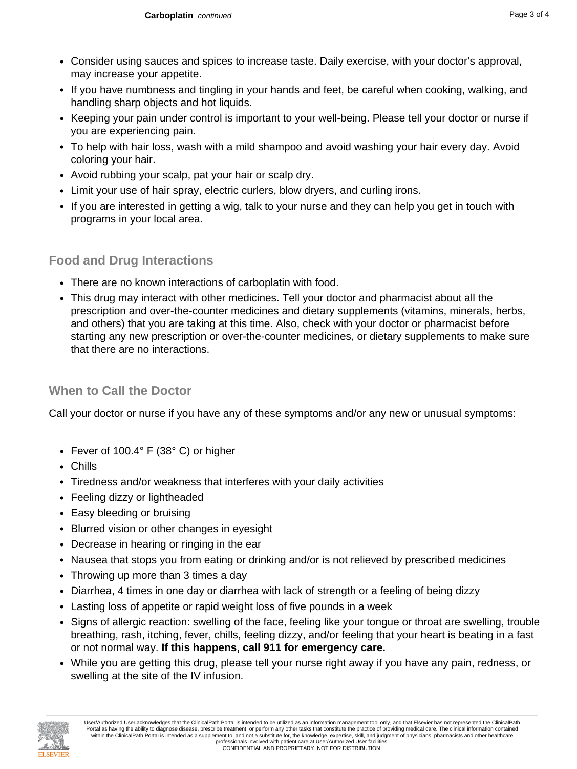- Consider using sauces and spices to increase taste. Daily exercise, with your doctor's approval, may increase your appetite.
- If you have numbness and tingling in your hands and feet, be careful when cooking, walking, and handling sharp objects and hot liquids.
- Keeping your pain under control is important to your well-being. Please tell your doctor or nurse if you are experiencing pain.
- To help with hair loss, wash with a mild shampoo and avoid washing your hair every day. Avoid coloring your hair.
- Avoid rubbing your scalp, pat your hair or scalp dry.
- Limit your use of hair spray, electric curlers, blow dryers, and curling irons.
- If you are interested in getting a wig, talk to your nurse and they can help you get in touch with programs in your local area.

## Food and Drug Interactions

- There are no known interactions of carboplatin with food.
- This drug may interact with other medicines. Tell your doctor and pharmacist about all the prescription and over-the-counter medicines and dietary supplements (vitamins, minerals, herbs, and others) that you are taking at this time. Also, check with your doctor or pharmacist before starting any new prescription or over-the-counter medicines, or dietary supplements to make sure that there are no interactions.

## When to Call the Doctor

Call your doctor or nurse if you have any of these symptoms and/or any new or unusual symptoms:

- Fever of 100.4° F (38° C) or higher
- Chills
- Tiredness and/or weakness that interferes with your daily activities
- Feeling dizzy or lightheaded
- Easy bleeding or bruising
- Blurred vision or other changes in eyesight
- Decrease in hearing or ringing in the ear
- Nausea that stops you from eating or drinking and/or is not relieved by prescribed medicines
- Throwing up more than 3 times a day
- Diarrhea, 4 times in one day or diarrhea with lack of strength or a feeling of being dizzy
- Lasting loss of appetite or rapid weight loss of five pounds in a week
- Signs of allergic reaction: swelling of the face, feeling like your tongue or throat are swelling, trouble breathing, rash, itching, fever, chills, feeling dizzy, and/or feeling that your heart is beating in a fast or not normal way. **If this happens, call 911 for emergency care.**
- While you are getting this drug, please tell your nurse right away if you have any pain, redness, or swelling at the site of the IV infusion.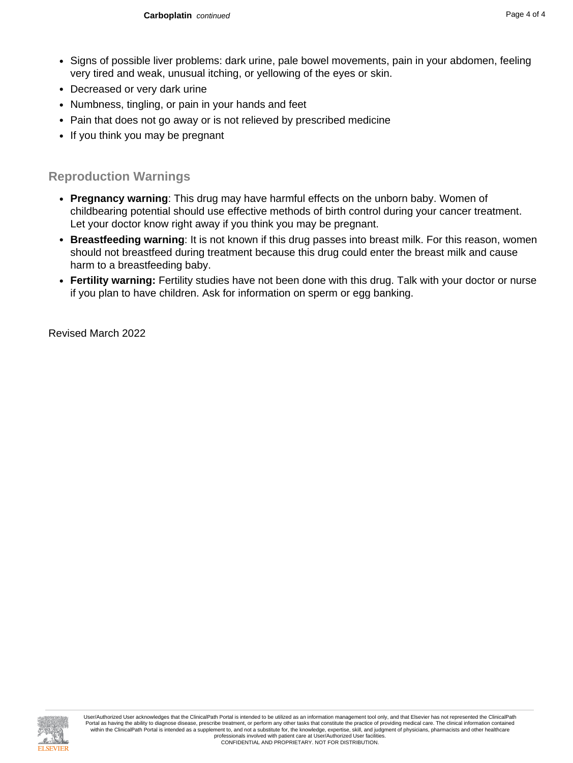- Signs of possible liver problems: dark urine, pale bowel movements, pain in your abdomen, feeling very tired and weak, unusual itching, or yellowing of the eyes or skin.
- Decreased or very dark urine
- Numbness, tingling, or pain in your hands and feet
- Pain that does not go away or is not relieved by prescribed medicine
- If you think you may be pregnant

## Reproduction Warnings

- **Pregnancy warning**: This drug may have harmful effects on the unborn baby. Women of childbearing potential should use effective methods of birth control during your cancer treatment. Let your doctor know right away if you think you may be pregnant.
- **Breastfeeding warning**: It is not known if this drug passes into breast milk. For this reason, women should not breastfeed during treatment because this drug could enter the breast milk and cause harm to a breastfeeding baby.
- **Fertility warning:** Fertility studies have not been done with this drug. Talk with your doctor or nurse if you plan to have children. Ask for information on sperm or egg banking.

Revised March 2022

User/Authorized User acknowledges that the ClinicalPath Portal is intended to be utilized as an information management tool only, and that Elsevier has not represented the ClinicalPath Portal as having the ability to diagnose disease, prescribe treatment, or perform any other tasks that constitute the practice of providing medical care. The clinical information contained within the ClinicalPath Portal is intended as a supplement to, and not a substitute for, the knowledge, expertise, skill, and judgment of physicians, pharmacists and other healthcare professionals involved with patient care at User/Authorized User facilities.
CONFIDENTIAL AND PROPRIETARY. NOT FOR DISTRIBUTION.